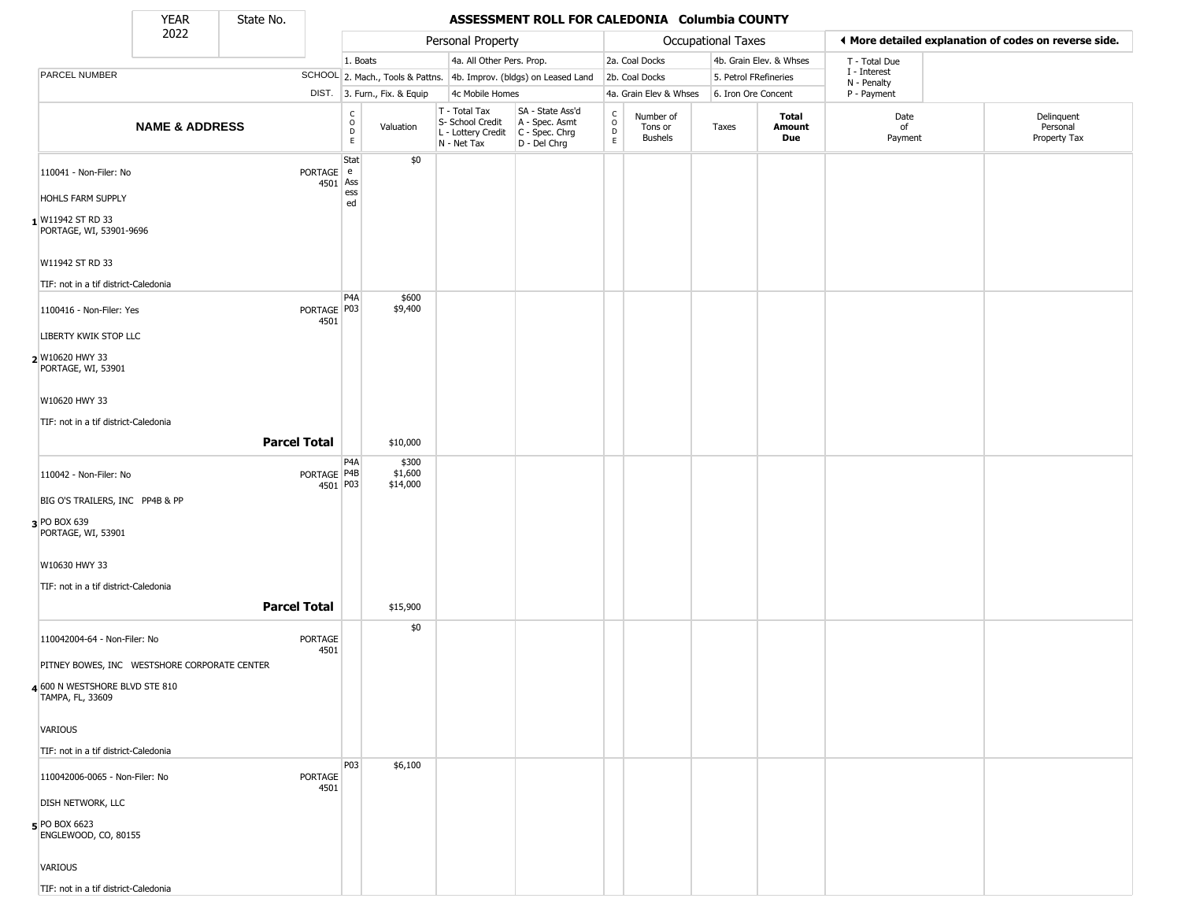# ASSESSMENT ROLL FOR CALEDONIA Columbia COUNTY

| YEAR | State No. |
|---|---|
| 2022 | |

| | Personal Property | | Occupational Taxes | | |
|---|---|---|---|---|---|
| PARCEL NUMBER | 1. Boats | 4a. All Other Pers. Prop. | 2a. Coal Docks | 4b. Grain Elev. & Whses | T - Total Due |
| SCHOOL DIST. | 2. Mach., Tools & Pattns. | 4b. Improv. (bldgs) on Leased Land | 2b. Coal Docks | 5. Petrol FRefineries | I - Interest, N - Penalty |
| | 3. Furn., Fix. & Equip | 4c Mobile Homes | 4a. Grain Elev & Whses | 6. Iron Ore Concent | P - Payment |

◀ More detailed explanation of codes on reverse side.

| | NAME & ADDRESS | | CODE | Valuation | T - Total Tax S- School Credit L - Lottery Credit N - Net Tax | SA - State Ass'd A - Spec. Asmt C - Spec. Chrg D - Del Chrg | CODE | Number of Tons or Bushels | Taxes | Total Amount Due | Date of Payment | Delinquent Personal Property Tax |
|---|---|---|---|---|---|---|---|---|---|---|---|---|
| 1 | 110041 - Non-Filer: No<br>HOHLS FARM SUPPLY<br>W11942 ST RD 33<br>PORTAGE, WI, 53901-9696<br>W11942 ST RD 33<br>TIF: not in a tif district-Caledonia | PORTAGE 4501 | State Assessed | $0 | | | | | | | | |
| 2 | 1100416 - Non-Filer: Yes<br>LIBERTY KWIK STOP LLC<br>W10620 HWY 33<br>PORTAGE, WI, 53901<br>W10620 HWY 33<br>TIF: not in a tif district-Caledonia | PORTAGE 4501 | P4A<br>P03 | $600<br>$9,400 | | | | | | | | |
| | **Parcel Total** | | | $10,000 | | | | | | | | |
| 3 | 110042 - Non-Filer: No<br>BIG O'S TRAILERS, INC PP4B & PP<br>PO BOX 639<br>PORTAGE, WI, 53901<br>W10630 HWY 33<br>TIF: not in a tif district-Caledonia | PORTAGE 4501 | P4A<br>P4B<br>P03 | $300<br>$1,600<br>$14,000 | | | | | | | | |
| | **Parcel Total** | | | $15,900 | | | | | | | | |
| 4 | 110042004-64 - Non-Filer: No<br>PITNEY BOWES, INC WESTSHORE CORPORATE CENTER<br>600 N WESTSHORE BLVD STE 810<br>TAMPA, FL, 33609<br>VARIOUS<br>TIF: not in a tif district-Caledonia | PORTAGE 4501 | | $0 | | | | | | | | |
| 5 | 110042006-0065 - Non-Filer: No<br>DISH NETWORK, LLC<br>PO BOX 6623<br>ENGLEWOOD, CO, 80155<br>VARIOUS<br>TIF: not in a tif district-Caledonia | PORTAGE 4501 | P03 | $6,100 | | | | | | | | |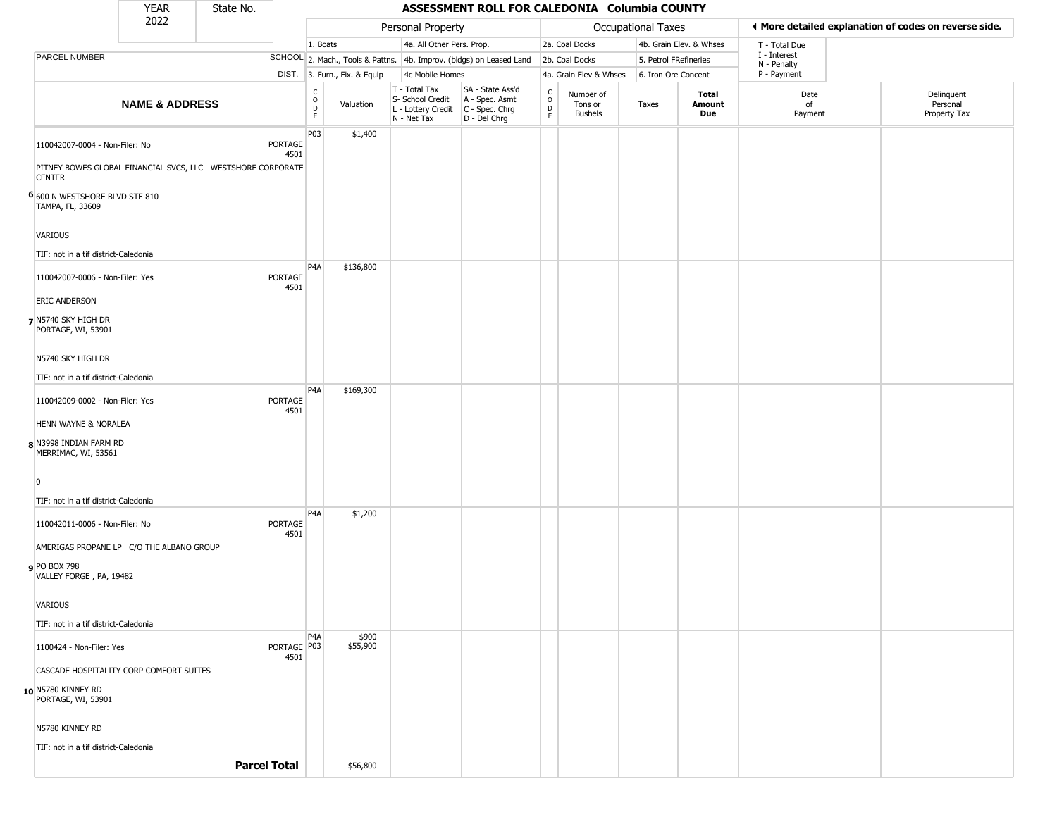| YEAR 2022 | State No. | | ASSESSMENT ROLL FOR CALEDONIA Columbia COUNTY | | | | | | | | | |
|---|---|---|---|---|---|---|---|---|---|---|---|---|

| | | Personal Property | | | | Occupational Taxes | | | | ◀ More detailed explanation of codes on reverse side. | |
|---|---|---|---|---|---|---|---|---|---|---|---|
| | | 1. Boats | | 4a. All Other Pers. Prop. | | 2a. Coal Docks | | 4b. Grain Elev. & Whses | | T - Total Due | |
| PARCEL NUMBER | SCHOOL | 2. Mach., Tools & Pattns. | | 4b. Improv. (bldgs) on Leased Land | | 2b. Coal Docks | | 5. Petrol FRefineries | | I - Interest<br>N - Penalty | |
| | DIST. | 3. Furn., Fix. & Equip | | 4c Mobile Homes | | 4a. Grain Elev & Whses | | 6. Iron Ore Concent | | P - Payment | |

| | NAME & ADDRESS | | CODE | Valuation | T - Total Tax<br>S- School Credit<br>L - Lottery Credit<br>N - Net Tax | SA - State Ass'd<br>A - Spec. Asmt<br>C - Spec. Chrg<br>D - Del Chrg | CODE | Number of Tons or Bushels | Taxes | Total Amount Due | Date of Payment | Delinquent Personal Property Tax |
|---|---|---|---|---|---|---|---|---|---|---|---|---|
| 6 | 110042007-0004 - Non-Filer: No<br>PITNEY BOWES GLOBAL FINANCIAL SVCS, LLC WESTSHORE CORPORATE CENTER<br>600 N WESTSHORE BLVD STE 810<br>TAMPA, FL, 33609<br>VARIOUS<br>TIF: not in a tif district-Caledonia | PORTAGE 4501 | P03 | $1,400 | | | | | | | | |
| 7 | 110042007-0006 - Non-Filer: Yes<br>ERIC ANDERSON<br>N5740 SKY HIGH DR<br>PORTAGE, WI, 53901<br>N5740 SKY HIGH DR<br>TIF: not in a tif district-Caledonia | PORTAGE 4501 | P4A | $136,800 | | | | | | | | |
| 8 | 110042009-0002 - Non-Filer: Yes<br>HENN WAYNE & NORALEA<br>N3998 INDIAN FARM RD<br>MERRIMAC, WI, 53561<br>0<br>TIF: not in a tif district-Caledonia | PORTAGE 4501 | P4A | $169,300 | | | | | | | | |
| 9 | 110042011-0006 - Non-Filer: No<br>AMERIGAS PROPANE LP C/O THE ALBANO GROUP<br>PO BOX 798<br>VALLEY FORGE , PA, 19482<br>VARIOUS<br>TIF: not in a tif district-Caledonia | PORTAGE 4501 | P4A | $1,200 | | | | | | | | |
| 10 | 1100424 - Non-Filer: Yes<br>CASCADE HOSPITALITY CORP COMFORT SUITES<br>N5780 KINNEY RD<br>PORTAGE, WI, 53901<br>N5780 KINNEY RD<br>TIF: not in a tif district-Caledonia | PORTAGE 4501 | P4A<br>P03 | $900<br>$55,900 | | | | | | | | |
| | **Parcel Total** | | | $56,800 | | | | | | | | |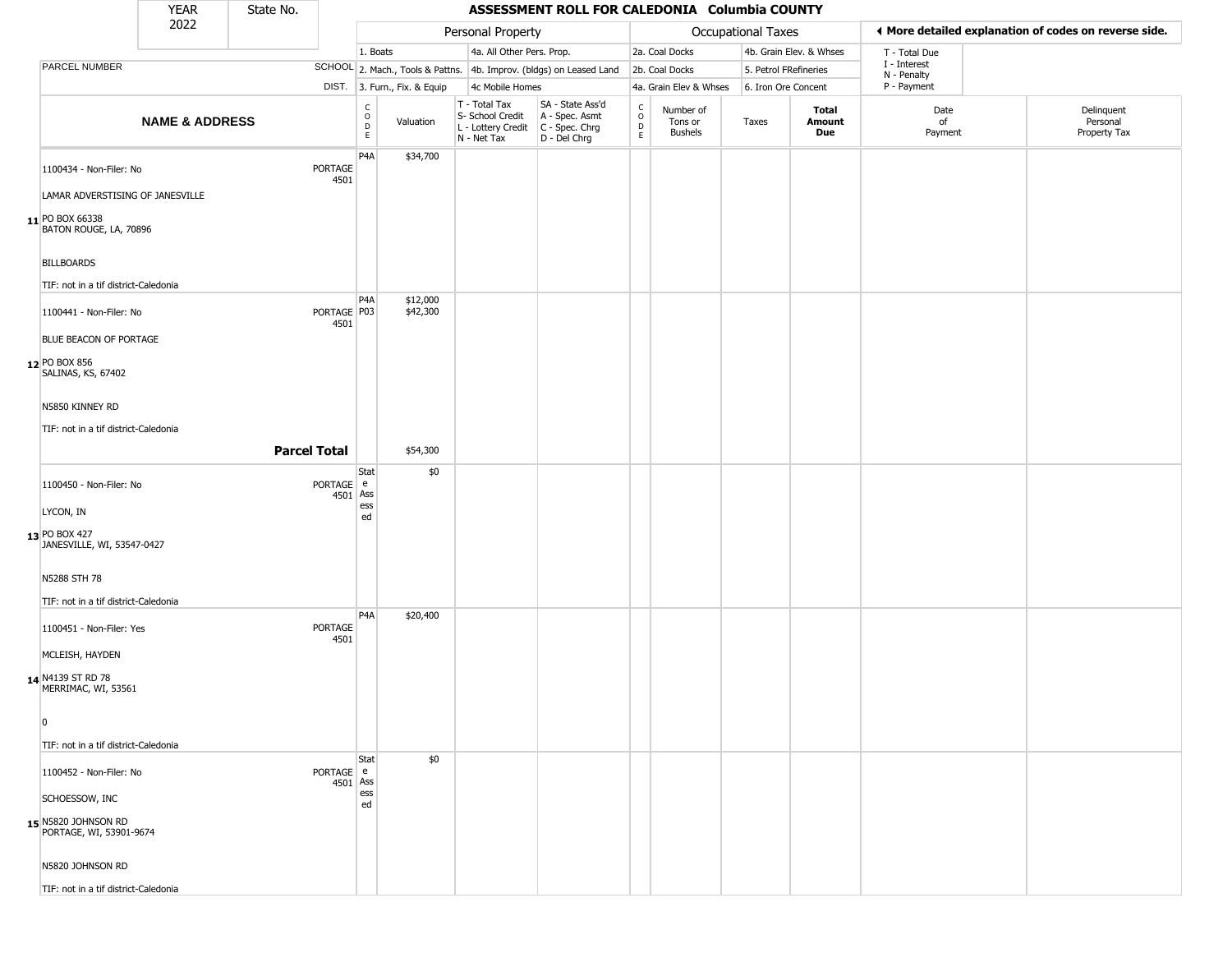| YEAR | State No. |
| --- | --- |
| 2022 | |

# ASSESSMENT ROLL FOR CALEDONIA Columbia COUNTY

| | | Personal Property | | | | Occupational Taxes | | | | ◀ More detailed explanation of codes on reverse side. | |
| --- | --- | --- | --- | --- | --- | --- | --- | --- | --- | --- | --- |
| | | 1. Boats | | 4a. All Other Pers. Prop. | | 2a. Coal Docks | | 4b. Grain Elev. & Whses | | T - Total Due | |
| PARCEL NUMBER | SCHOOL | 2. Mach., Tools & Pattns. | | 4b. Improv. (bldgs) on Leased Land | | 2b. Coal Docks | | 5. Petrol FRefineries | | I - Interest<br>N - Penalty | |
| | DIST. | 3. Furn., Fix. & Equip | | 4c Mobile Homes | | 4a. Grain Elev & Whses | | 6. Iron Ore Concent | | P - Payment | |

| | NAME & ADDRESS | | CODE | Valuation | T - Total Tax<br>S- School Credit<br>L - Lottery Credit<br>N - Net Tax | SA - State Ass'd<br>A - Spec. Asmt<br>C - Spec. Chrg<br>D - Del Chrg | CODE | Number of Tons or Bushels | Taxes | Total Amount Due | Date of Payment | Delinquent Personal Property Tax |
| --- | --- | --- | --- | --- | --- | --- | --- | --- | --- | --- | --- | --- |
| 11 | 1100434 - Non-Filer: No<br>LAMAR ADVERSTISING OF JANESVILLE<br>PO BOX 66338<br>BATON ROUGE, LA, 70896<br>BILLBOARDS<br>TIF: not in a tif district-Caledonia | PORTAGE 4501 | P4A | $34,700 | | | | | | | | |
| 12 | 1100441 - Non-Filer: No<br>BLUE BEACON OF PORTAGE<br>PO BOX 856<br>SALINAS, KS, 67402<br>N5850 KINNEY RD<br>TIF: not in a tif district-Caledonia | PORTAGE 4501 | P4A<br>P03 | $12,000<br>$42,300 | | | | | | | | |
| | **Parcel Total** | | | $54,300 | | | | | | | | |
| 13 | 1100450 - Non-Filer: No<br>LYCON, IN<br>PO BOX 427<br>JANESVILLE, WI, 53547-0427<br>N5288 STH 78<br>TIF: not in a tif district-Caledonia | PORTAGE 4501 | State Assessed | $0 | | | | | | | | |
| 14 | 1100451 - Non-Filer: Yes<br>MCLEISH, HAYDEN<br>N4139 ST RD 78<br>MERRIMAC, WI, 53561<br>0<br>TIF: not in a tif district-Caledonia | PORTAGE 4501 | P4A | $20,400 | | | | | | | | |
| 15 | 1100452 - Non-Filer: No<br>SCHOESSOW, INC<br>N5820 JOHNSON RD<br>PORTAGE, WI, 53901-9674<br>N5820 JOHNSON RD<br>TIF: not in a tif district-Caledonia | PORTAGE 4501 | State Assessed | $0 | | | | | | | | |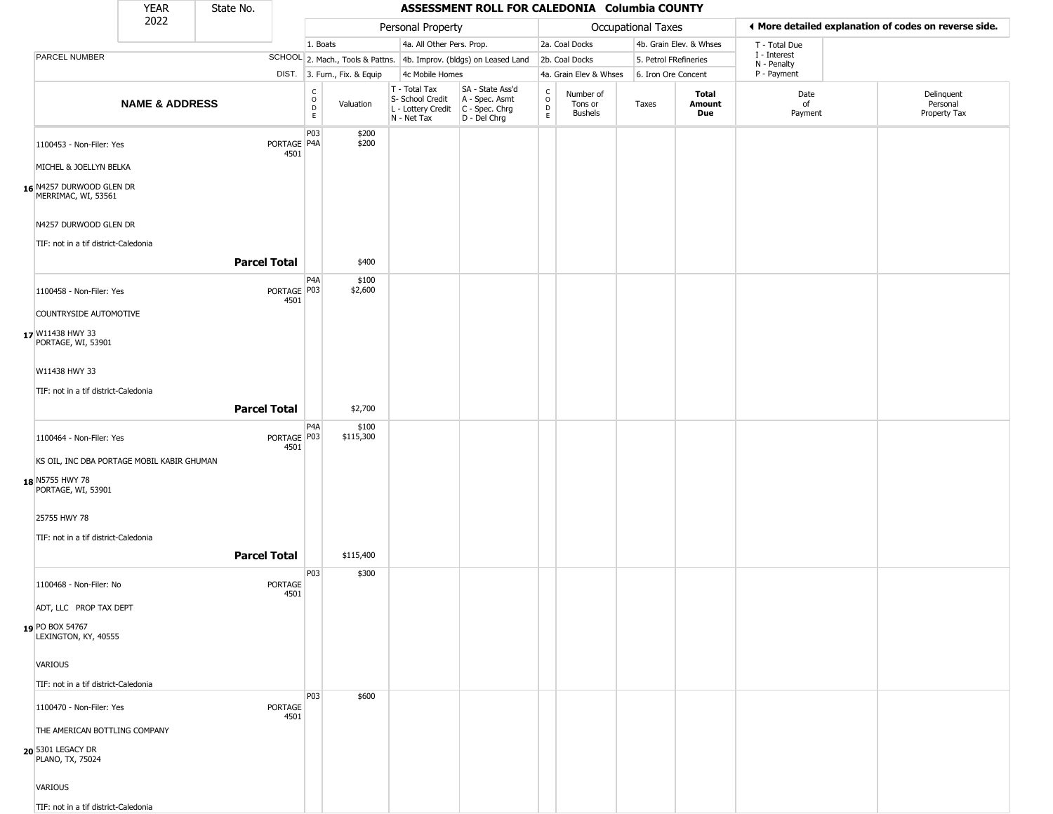| YEAR 2022 | State No. | ASSESSMENT ROLL FOR CALEDONIA Columbia COUNTY |
|---|---|---|

| PARCEL NUMBER / NAME & ADDRESS | SCHOOL DIST. | CODE | Valuation | T - Total Tax / S- School Credit / L - Lottery Credit / N - Net Tax | SA - State Ass'd / A - Spec. Asmt / C - Spec. Chrg / D - Del Chrg | CODE | Number of Tons or Bushels | Taxes | Total Amount Due | Date of Payment | Delinquent Personal Property Tax |
|---|---|---|---|---|---|---|---|---|---|---|---|
| | | **Personal Property** | | | | **Occupational Taxes** | | | | | |
| | | 1. Boats / 2. Mach., Tools & Pattns. / 3. Furn., Fix. & Equip | | 4a. All Other Pers. Prop. / 4b. Improv. (bldgs) on Leased Land / 4c Mobile Homes | | 2a. Coal Docks / 2b. Coal Docks / 4a. Grain Elev & Whses | | 4b. Grain Elev. & Whses / 5. Petrol FRefineries / 6. Iron Ore Concent | | T - Total Due / I - Interest / N - Penalty / P - Payment | ◀ More detailed explanation of codes on reverse side. |
| **16** 1100453 - Non-Filer: Yes<br>MICHEL & JOELLYN BELKA<br>N4257 DURWOOD GLEN DR<br>MERRIMAC, WI, 53561<br>N4257 DURWOOD GLEN DR<br>TIF: not in a tif district-Caledonia | PORTAGE 4501 | P03<br>P4A | $200<br>$200 | | | | | | | | |
| **Parcel Total** | | | $400 | | | | | | | | |
| **17** 1100458 - Non-Filer: Yes<br>COUNTRYSIDE AUTOMOTIVE<br>W11438 HWY 33<br>PORTAGE, WI, 53901<br>W11438 HWY 33<br>TIF: not in a tif district-Caledonia | PORTAGE 4501 | P4A<br>P03 | $100<br>$2,600 | | | | | | | | |
| **Parcel Total** | | | $2,700 | | | | | | | | |
| **18** 1100464 - Non-Filer: Yes<br>KS OIL, INC DBA PORTAGE MOBIL KABIR GHUMAN<br>N5755 HWY 78<br>PORTAGE, WI, 53901<br>25755 HWY 78<br>TIF: not in a tif district-Caledonia | PORTAGE 4501 | P4A<br>P03 | $100<br>$115,300 | | | | | | | | |
| **Parcel Total** | | | $115,400 | | | | | | | | |
| **19** 1100468 - Non-Filer: No<br>ADT, LLC PROP TAX DEPT<br>PO BOX 54767<br>LEXINGTON, KY, 40555<br>VARIOUS<br>TIF: not in a tif district-Caledonia | PORTAGE 4501 | P03 | $300 | | | | | | | | |
| **20** 1100470 - Non-Filer: Yes<br>THE AMERICAN BOTTLING COMPANY<br>5301 LEGACY DR<br>PLANO, TX, 75024<br>VARIOUS<br>TIF: not in a tif district-Caledonia | PORTAGE 4501 | P03 | $600 | | | | | | | | |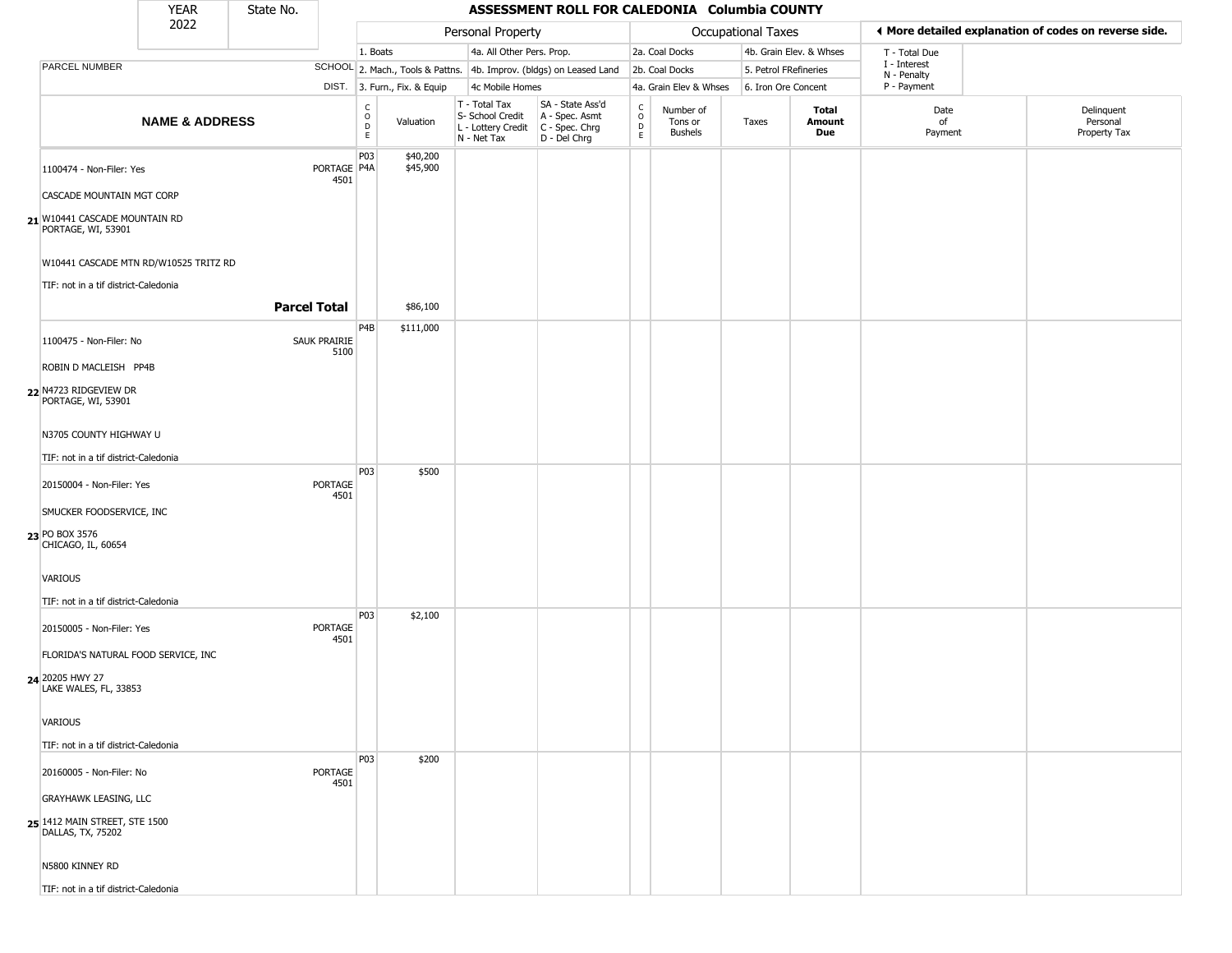# ASSESSMENT ROLL FOR CALEDONIA Columbia COUNTY

YEAR 2022 | State No.

| | | Personal Property | | | | | Occupational Taxes | | | | ◄ More detailed explanation of codes on reverse side. | |
|---|---|---|---|---|---|---|---|---|---|---|---|---|
| | | 1. Boats | | 4a. All Other Pers. Prop. | | | 2a. Coal Docks | | 4b. Grain Elev. & Whses | | T - Total Due | |
| PARCEL NUMBER | SCHOOL | 2. Mach., Tools & Pattns. | | 4b. Improv. (bldgs) on Leased Land | | | 2b. Coal Docks | | 5. Petrol FRefineries | | I - Interest, N - Penalty | |
| | DIST. | 3. Furn., Fix. & Equip | | 4c Mobile Homes | | | 4a. Grain Elev & Whses | | 6. Iron Ore Concent | | P - Payment | |
| **NAME & ADDRESS** | | CODE | Valuation | T - Total Tax, S- School Credit, L - Lottery Credit, N - Net Tax | SA - State Ass'd, A - Spec. Asmt, C - Spec. Chrg, D - Del Chrg | CODE | Number of Tons or Bushels | Taxes | **Total Amount Due** | Date of Payment | Delinquent Personal Property Tax | |
| **21** 1100474 - Non-Filer: Yes<br>CASCADE MOUNTAIN MGT CORP<br>W10441 CASCADE MOUNTAIN RD<br>PORTAGE, WI, 53901<br>W10441 CASCADE MTN RD/W10525 TRITZ RD<br>TIF: not in a tif district-Caledonia | PORTAGE 4501 | P03<br>P4A | $40,200<br>$45,900 | | | | | | | | | |
| **Parcel Total** | | | $86,100 | | | | | | | | | |
| **22** 1100475 - Non-Filer: No<br>ROBIN D MACLEISH PP4B<br>N4723 RIDGEVIEW DR<br>PORTAGE, WI, 53901<br>N3705 COUNTY HIGHWAY U<br>TIF: not in a tif district-Caledonia | SAUK PRAIRIE 5100 | P4B | $111,000 | | | | | | | | | |
| **23** 20150004 - Non-Filer: Yes<br>SMUCKER FOODSERVICE, INC<br>PO BOX 3576<br>CHICAGO, IL, 60654<br>VARIOUS<br>TIF: not in a tif district-Caledonia | PORTAGE 4501 | P03 | $500 | | | | | | | | | |
| **24** 20150005 - Non-Filer: Yes<br>FLORIDA'S NATURAL FOOD SERVICE, INC<br>20205 HWY 27<br>LAKE WALES, FL, 33853<br>VARIOUS<br>TIF: not in a tif district-Caledonia | PORTAGE 4501 | P03 | $2,100 | | | | | | | | | |
| **25** 20160005 - Non-Filer: No<br>GRAYHAWK LEASING, LLC<br>1412 MAIN STREET, STE 1500<br>DALLAS, TX, 75202<br>N5800 KINNEY RD<br>TIF: not in a tif district-Caledonia | PORTAGE 4501 | P03 | $200 | | | | | | | | | |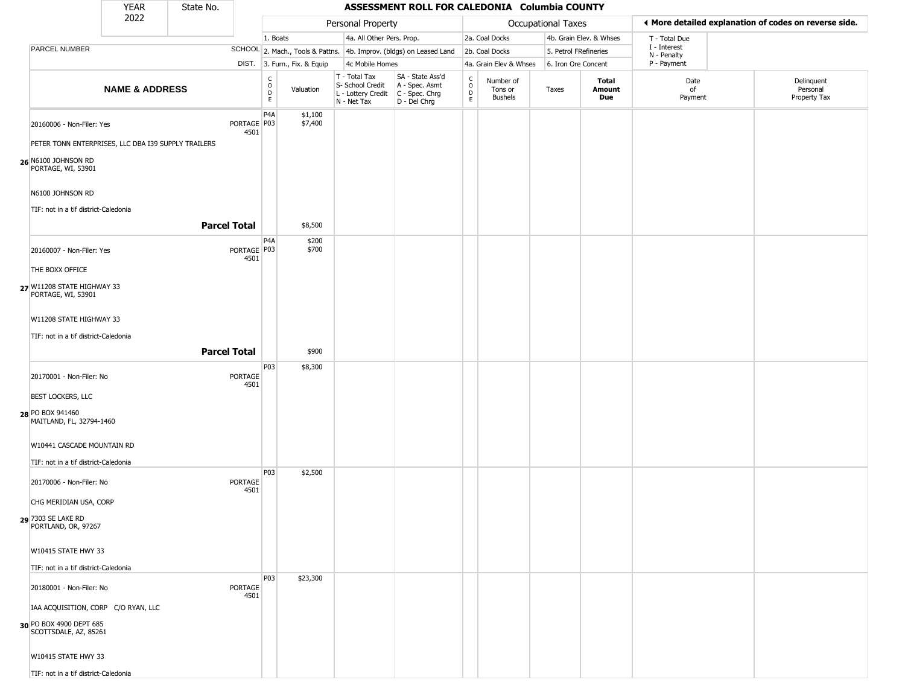| YEAR 2022 | State No. | ASSESSMENT ROLL FOR CALEDONIA Columbia COUNTY |
|---|---|---|

| | | Personal Property | | | | Occupational Taxes | | | | ◄ More detailed explanation of codes on reverse side. | |
|---|---|---|---|---|---|---|---|---|---|---|---|
| PARCEL NUMBER | SCHOOL DIST. | 1. Boats<br>2. Mach., Tools & Pattns.<br>3. Furn., Fix. & Equip | | 4a. All Other Pers. Prop.<br>4b. Improv. (bldgs) on Leased Land<br>4c Mobile Homes | | 2a. Coal Docks<br>2b. Coal Docks<br>4a. Grain Elev & Whses | | 4b. Grain Elev. & Whses<br>5. Petrol FRefineries<br>6. Iron Ore Concent | | T - Total Due<br>I - Interest<br>N - Penalty<br>P - Payment | |

| | NAME & ADDRESS | | CODE | Valuation | T - Total Tax<br>S- School Credit<br>L - Lottery Credit<br>N - Net Tax | SA - State Ass'd<br>A - Spec. Asmt<br>C - Spec. Chrg<br>D - Del Chrg | CODE | Number of Tons or Bushels | Taxes | Total Amount Due | Date of Payment | Delinquent Personal Property Tax |
|---|---|---|---|---|---|---|---|---|---|---|---|---|
| 26 | 20160006 - Non-Filer: Yes<br>PETER TONN ENTERPRISES, LLC DBA I39 SUPPLY TRAILERS<br>N6100 JOHNSON RD<br>PORTAGE, WI, 53901<br><br>N6100 JOHNSON RD<br>TIF: not in a tif district-Caledonia | PORTAGE 4501 | P4A<br>P03 | $1,100<br>$7,400 | | | | | | | | |
| | **Parcel Total** | | | $8,500 | | | | | | | | |
| 27 | 20160007 - Non-Filer: Yes<br>THE BOXX OFFICE<br>W11208 STATE HIGHWAY 33<br>PORTAGE, WI, 53901<br><br>W11208 STATE HIGHWAY 33<br>TIF: not in a tif district-Caledonia | PORTAGE 4501 | P4A<br>P03 | $200<br>$700 | | | | | | | | |
| | **Parcel Total** | | | $900 | | | | | | | | |
| 28 | 20170001 - Non-Filer: No<br>BEST LOCKERS, LLC<br>PO BOX 941460<br>MAITLAND, FL, 32794-1460<br><br>W10441 CASCADE MOUNTAIN RD<br>TIF: not in a tif district-Caledonia | PORTAGE 4501 | P03 | $8,300 | | | | | | | | |
| 29 | 20170006 - Non-Filer: No<br>CHG MERIDIAN USA, CORP<br>7303 SE LAKE RD<br>PORTLAND, OR, 97267<br><br>W10415 STATE HWY 33<br>TIF: not in a tif district-Caledonia | PORTAGE 4501 | P03 | $2,500 | | | | | | | | |
| 30 | 20180001 - Non-Filer: No<br>IAA ACQUISITION, CORP C/O RYAN, LLC<br>PO BOX 4900 DEPT 685<br>SCOTTSDALE, AZ, 85261<br><br>W10415 STATE HWY 33<br>TIF: not in a tif district-Caledonia | PORTAGE 4501 | P03 | $23,300 | | | | | | | | |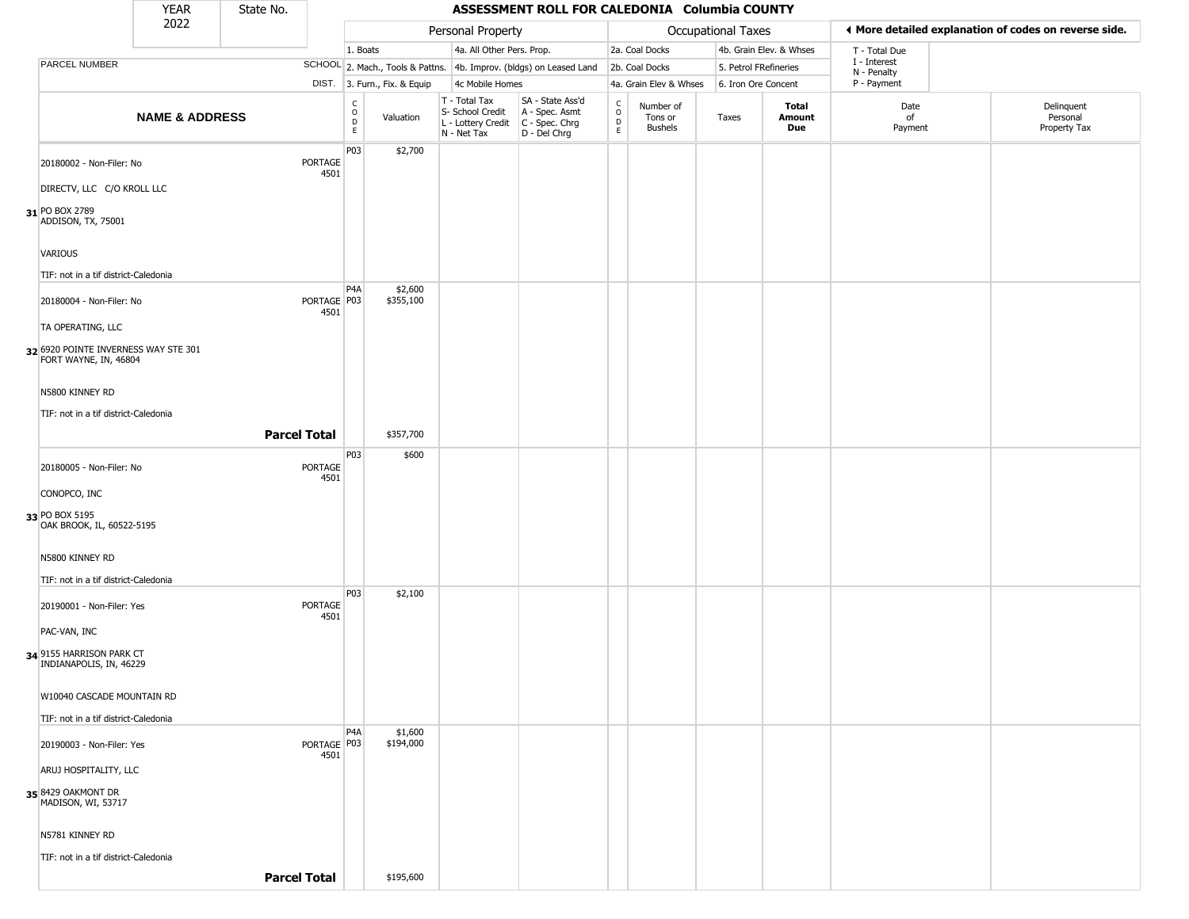| YEAR 2022 | State No. | | **ASSESSMENT ROLL FOR CALEDONIA Columbia COUNTY** | | | | | | | | | |
|---|---|---|---|---|---|---|---|---|---|---|---|---|

| | | Personal Property | | | | Occupational Taxes | | | | | ◀ More detailed explanation of codes on reverse side. | |
|---|---|---|---|---|---|---|---|---|---|---|---|---|
| | | 1. Boats | | 4a. All Other Pers. Prop. | | 2a. Coal Docks | | 4b. Grain Elev. & Whses | | T - Total Due | | |
| PARCEL NUMBER | SCHOOL | 2. Mach., Tools & Pattns. | | 4b. Improv. (bldgs) on Leased Land | | 2b. Coal Docks | | 5. Petrol FRefineries | | I - Interest<br>N - Penalty | | |
| | DIST. | 3. Furn., Fix. & Equip | | 4c Mobile Homes | | 4a. Grain Elev & Whses | | 6. Iron Ore Concent | | P - Payment | | |
| **NAME & ADDRESS** | | CODE | Valuation | T - Total Tax<br>S- School Credit<br>L - Lottery Credit<br>N - Net Tax | SA - State Ass'd<br>A - Spec. Asmt<br>C - Spec. Chrg<br>D - Del Chrg | CODE | Number of Tons or Bushels | Taxes | **Total Amount Due** | Date of Payment | Delinquent Personal Property Tax | |
| **31** 20180002 - Non-Filer: No<br>DIRECTV, LLC C/O KROLL LLC<br>PO BOX 2789<br>ADDISON, TX, 75001<br>VARIOUS<br>TIF: not in a tif district-Caledonia | PORTAGE 4501 | P03 | $2,700 | | | | | | | | | |
| **32** 20180004 - Non-Filer: No<br>TA OPERATING, LLC<br>6920 POINTE INVERNESS WAY STE 301<br>FORT WAYNE, IN, 46804<br>N5800 KINNEY RD<br>TIF: not in a tif district-Caledonia | PORTAGE 4501 | P4A<br>P03 | $2,600<br>$355,100 | | | | | | | | | |
| **Parcel Total** | | | $357,700 | | | | | | | | | |
| **33** 20180005 - Non-Filer: No<br>CONOPCO, INC<br>PO BOX 5195<br>OAK BROOK, IL, 60522-5195<br>N5800 KINNEY RD<br>TIF: not in a tif district-Caledonia | PORTAGE 4501 | P03 | $600 | | | | | | | | | |
| **34** 20190001 - Non-Filer: Yes<br>PAC-VAN, INC<br>9155 HARRISON PARK CT<br>INDIANAPOLIS, IN, 46229<br>W10040 CASCADE MOUNTAIN RD<br>TIF: not in a tif district-Caledonia | PORTAGE 4501 | P03 | $2,100 | | | | | | | | | |
| **35** 20190003 - Non-Filer: Yes<br>ARUJ HOSPITALITY, LLC<br>8429 OAKMONT DR<br>MADISON, WI, 53717<br>N5781 KINNEY RD<br>TIF: not in a tif district-Caledonia | PORTAGE 4501 | P4A<br>P03 | $1,600<br>$194,000 | | | | | | | | | |
| **Parcel Total** | | | $195,600 | | | | | | | | | |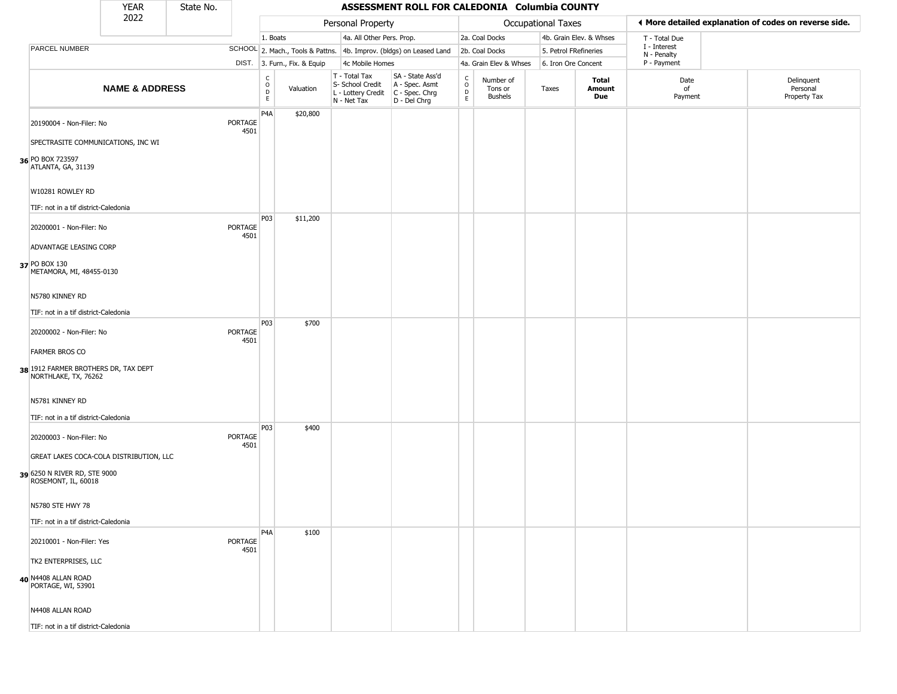| YEAR 2022 | State No. |
|---|---|

# ASSESSMENT ROLL FOR CALEDONIA Columbia COUNTY

◄ More detailed explanation of codes on reverse side.

| | | Personal Property | | | | | Occupational Taxes | | | | | | |
|---|---|---|---|---|---|---|---|---|---|---|---|---|---|
| PARCEL NUMBER | SCHOOL DIST. | 1. Boats<br>2. Mach., Tools & Pattns.<br>3. Furn., Fix. & Equip | | 4a. All Other Pers. Prop.<br>4b. Improv. (bldgs) on Leased Land<br>4c Mobile Homes | | | 2a. Coal Docks<br>2b. Coal Docks<br>4a. Grain Elev & Whses | | 4b. Grain Elev. & Whses<br>5. Petrol FRefineries<br>6. Iron Ore Concent | | T - Total Due<br>I - Interest<br>N - Penalty<br>P - Payment | | |
| **NAME & ADDRESS** | | CODE | Valuation | T - Total Tax<br>S- School Credit<br>L - Lottery Credit<br>N - Net Tax | SA - State Ass'd<br>A - Spec. Asmt<br>C - Spec. Chrg<br>D - Del Chrg | CODE | Number of Tons or Bushels | Taxes | **Total Amount Due** | | Date of Payment | | Delinquent Personal Property Tax |
| 36 20190004 - Non-Filer: No<br>SPECTRASITE COMMUNICATIONS, INC WI<br>PO BOX 723597<br>ATLANTA, GA, 31139<br>W10281 ROWLEY RD<br>TIF: not in a tif district-Caledonia | PORTAGE 4501 | P4A | $20,800 | | | | | | | | | | |
| 37 20200001 - Non-Filer: No<br>ADVANTAGE LEASING CORP<br>PO BOX 130<br>METAMORA, MI, 48455-0130<br>N5780 KINNEY RD<br>TIF: not in a tif district-Caledonia | PORTAGE 4501 | P03 | $11,200 | | | | | | | | | | |
| 38 20200002 - Non-Filer: No<br>FARMER BROS CO<br>1912 FARMER BROTHERS DR, TAX DEPT<br>NORTHLAKE, TX, 76262<br>N5781 KINNEY RD<br>TIF: not in a tif district-Caledonia | PORTAGE 4501 | P03 | $700 | | | | | | | | | | |
| 39 20200003 - Non-Filer: No<br>GREAT LAKES COCA-COLA DISTRIBUTION, LLC<br>6250 N RIVER RD, STE 9000<br>ROSEMONT, IL, 60018<br>N5780 STE HWY 78<br>TIF: not in a tif district-Caledonia | PORTAGE 4501 | P03 | $400 | | | | | | | | | | |
| 40 20210001 - Non-Filer: Yes<br>TK2 ENTERPRISES, LLC<br>N4408 ALLAN ROAD<br>PORTAGE, WI, 53901<br>N4408 ALLAN ROAD<br>TIF: not in a tif district-Caledonia | PORTAGE 4501 | P4A | $100 | | | | | | | | | | |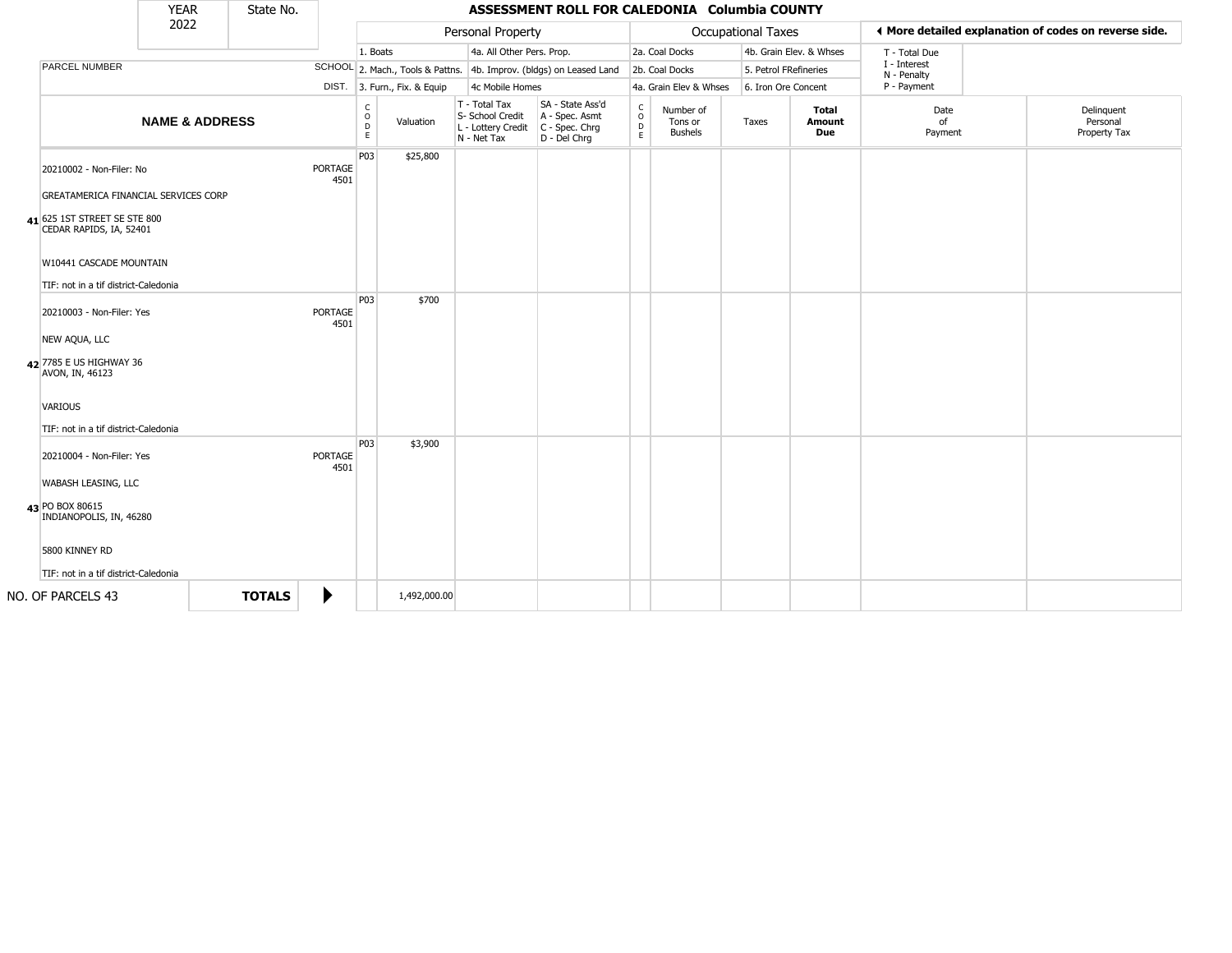| YEAR 2022 | State No. | | ASSESSMENT ROLL FOR CALEDONIA Columbia COUNTY | | | | | | | | | |
|---|---|---|---|---|---|---|---|---|---|---|---|---|

| | Personal Property | | | Occupational Taxes | | More detailed explanation of codes on reverse side. |
|---|---|---|---|---|---|---|
| | 1. Boats | 4a. All Other Pers. Prop. | | 2a. Coal Docks | 4b. Grain Elev. & Whses | T - Total Due |
| PARCEL NUMBER / SCHOOL | 2. Mach., Tools & Pattns. | 4b. Improv. (bldgs) on Leased Land | | 2b. Coal Docks | 5. Petrol FRefineries | I - Interest, N - Penalty |
| DIST. | 3. Furn., Fix. & Equip | 4c Mobile Homes | | 4a. Grain Elev & Whses | 6. Iron Ore Concent | P - Payment |

| | NAME & ADDRESS | SCHOOL DIST. | CODE | Valuation | T - Total Tax, S- School Credit, L - Lottery Credit, N - Net Tax | SA - State Ass'd, A - Spec. Asmt, C - Spec. Chrg, D - Del Chrg | CODE | Number of Tons or Bushels | Taxes | Total Amount Due | Date of Payment | Delinquent Personal Property Tax |
|---|---|---|---|---|---|---|---|---|---|---|---|---|
| 41 | 20210002 - Non-Filer: No<br>GREATAMERICA FINANCIAL SERVICES CORP<br>625 1ST STREET SE STE 800<br>CEDAR RAPIDS, IA, 52401<br>W10441 CASCADE MOUNTAIN<br>TIF: not in a tif district-Caledonia | PORTAGE 4501 | P03 | $25,800 | | | | | | | | |
| 42 | 20210003 - Non-Filer: Yes<br>NEW AQUA, LLC<br>7785 E US HIGHWAY 36<br>AVON, IN, 46123<br>VARIOUS<br>TIF: not in a tif district-Caledonia | PORTAGE 4501 | P03 | $700 | | | | | | | | |
| 43 | 20210004 - Non-Filer: Yes<br>WABASH LEASING, LLC<br>PO BOX 80615<br>INDIANAPOLIS, IN, 46280<br>5800 KINNEY RD<br>TIF: not in a tif district-Caledonia | PORTAGE 4501 | P03 | $3,900 | | | | | | | | |
| | NO. OF PARCELS 43 | **TOTALS** | | 1,492,000.00 | | | | | | | | |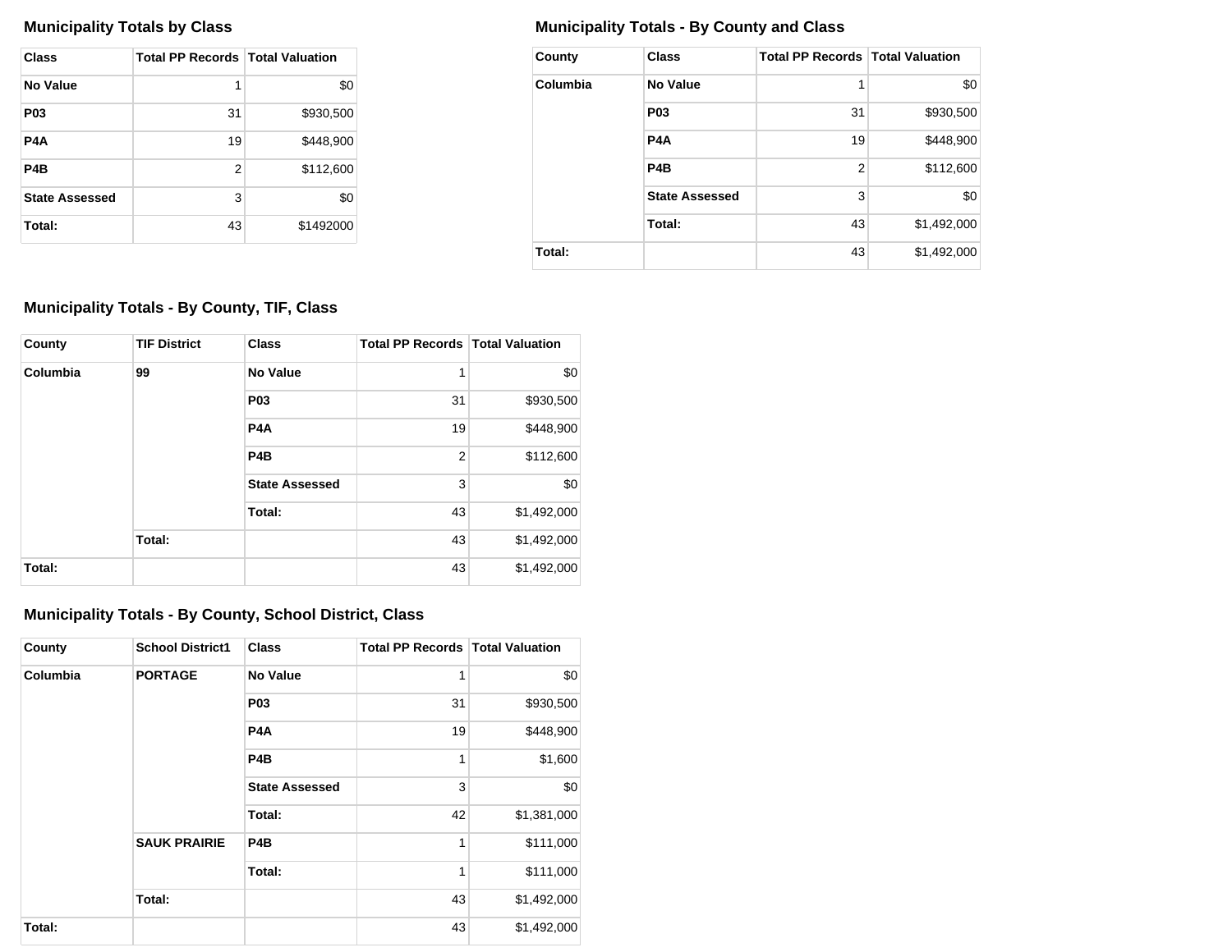### Municipality Totals by Class

| Class | Total PP Records | Total Valuation |
|---|---|---|
| No Value | 1 | $0 |
| P03 | 31 | $930,500 |
| P4A | 19 | $448,900 |
| P4B | 2 | $112,600 |
| State Assessed | 3 | $0 |
| Total: | 43 | $1492000 |

### Municipality Totals - By County and Class

| County | Class | Total PP Records | Total Valuation |
|---|---|---|---|
| Columbia | No Value | 1 | $0 |
| | P03 | 31 | $930,500 |
| | P4A | 19 | $448,900 |
| | P4B | 2 | $112,600 |
| | State Assessed | 3 | $0 |
| | Total: | 43 | $1,492,000 |
| Total: | | 43 | $1,492,000 |

### Municipality Totals - By County, TIF, Class

| County | TIF District | Class | Total PP Records | Total Valuation |
|---|---|---|---|---|
| Columbia | 99 | No Value | 1 | $0 |
| | | P03 | 31 | $930,500 |
| | | P4A | 19 | $448,900 |
| | | P4B | 2 | $112,600 |
| | | State Assessed | 3 | $0 |
| | | Total: | 43 | $1,492,000 |
| | Total: | | 43 | $1,492,000 |
| Total: | | | 43 | $1,492,000 |

### Municipality Totals - By County, School District, Class

| County | School District1 | Class | Total PP Records | Total Valuation |
|---|---|---|---|---|
| Columbia | PORTAGE | No Value | 1 | $0 |
| | | P03 | 31 | $930,500 |
| | | P4A | 19 | $448,900 |
| | | P4B | 1 | $1,600 |
| | | State Assessed | 3 | $0 |
| | | Total: | 42 | $1,381,000 |
| | SAUK PRAIRIE | P4B | 1 | $111,000 |
| | | Total: | 1 | $111,000 |
| | Total: | | 43 | $1,492,000 |
| Total: | | | 43 | $1,492,000 |